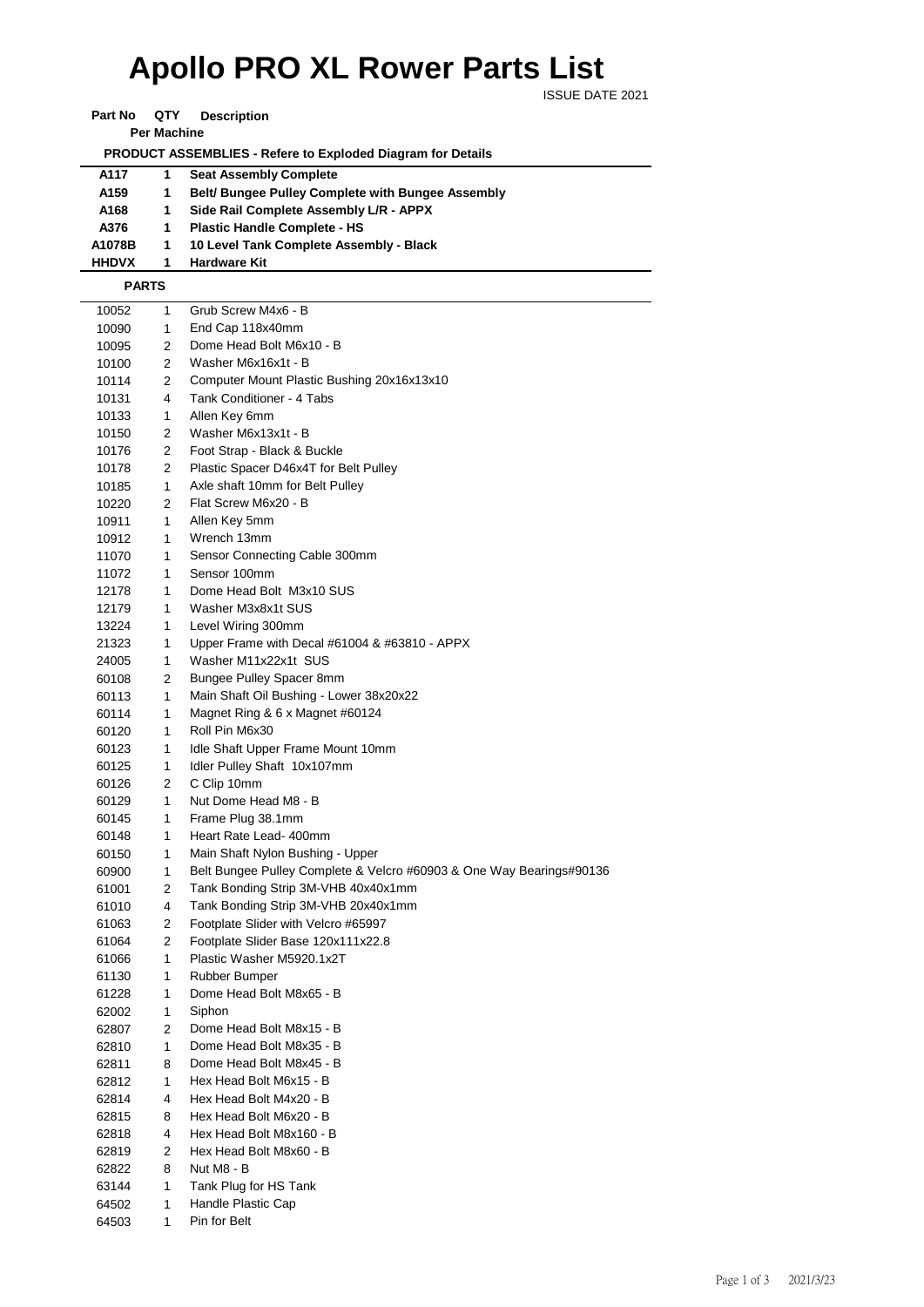# Apollo PRO XL Rower Parts List

ISSUE DATE 2021

| Part No | QTY Per Machine | Description |
|---|---|---|
| | | **PRODUCT ASSEMBLIES - Refere to Exploded Diagram for Details** |
| **A117** | **1** | **Seat Assembly Complete** |
| **A159** | **1** | **Belt/ Bungee Pulley Complete with Bungee Assembly** |
| **A168** | **1** | **Side Rail Complete Assembly L/R - APPX** |
| **A376** | **1** | **Plastic Handle Complete - HS** |
| **A1078B** | **1** | **10 Level Tank Complete Assembly - Black** |
| **HHDVX** | **1** | **Hardware Kit** |
| **PARTS** | | |
| 10052 | 1 | Grub Screw M4x6 - B |
| 10090 | 1 | End Cap 118x40mm |
| 10095 | 2 | Dome Head Bolt M6x10 - B |
| 10100 | 2 | Washer M6x16x1t - B |
| 10114 | 2 | Computer Mount Plastic Bushing 20x16x13x10 |
| 10131 | 4 | Tank Conditioner - 4 Tabs |
| 10133 | 1 | Allen Key 6mm |
| 10150 | 2 | Washer M6x13x1t - B |
| 10176 | 2 | Foot Strap - Black & Buckle |
| 10178 | 2 | Plastic Spacer D46x4T for Belt Pulley |
| 10185 | 1 | Axle shaft 10mm for Belt Pulley |
| 10220 | 2 | Flat Screw M6x20 - B |
| 10911 | 1 | Allen Key 5mm |
| 10912 | 1 | Wrench 13mm |
| 11070 | 1 | Sensor Connecting Cable 300mm |
| 11072 | 1 | Sensor 100mm |
| 12178 | 1 | Dome Head Bolt M3x10 SUS |
| 12179 | 1 | Washer M3x8x1t SUS |
| 13224 | 1 | Level Wiring 300mm |
| 21323 | 1 | Upper Frame with Decal #61004 & #63810 - APPX |
| 24005 | 1 | Washer M11x22x1t SUS |
| 60108 | 2 | Bungee Pulley Spacer 8mm |
| 60113 | 1 | Main Shaft Oil Bushing - Lower 38x20x22 |
| 60114 | 1 | Magnet Ring & 6 x Magnet #60124 |
| 60120 | 1 | Roll Pin M6x30 |
| 60123 | 1 | Idle Shaft Upper Frame Mount 10mm |
| 60125 | 1 | Idler Pulley Shaft 10x107mm |
| 60126 | 2 | C Clip 10mm |
| 60129 | 1 | Nut Dome Head M8 - B |
| 60145 | 1 | Frame Plug 38.1mm |
| 60148 | 1 | Heart Rate Lead- 400mm |
| 60150 | 1 | Main Shaft Nylon Bushing - Upper |
| 60900 | 1 | Belt Bungee Pulley Complete & Velcro #60903 & One Way Bearings#90136 |
| 61001 | 2 | Tank Bonding Strip 3M-VHB 40x40x1mm |
| 61010 | 4 | Tank Bonding Strip 3M-VHB 20x40x1mm |
| 61063 | 2 | Footplate Slider with Velcro #65997 |
| 61064 | 2 | Footplate Slider Base 120x111x22.8 |
| 61066 | 1 | Plastic Washer M5920.1x2T |
| 61130 | 1 | Rubber Bumper |
| 61228 | 1 | Dome Head Bolt M8x65 - B |
| 62002 | 1 | Siphon |
| 62807 | 2 | Dome Head Bolt M8x15 - B |
| 62810 | 1 | Dome Head Bolt M8x35 - B |
| 62811 | 8 | Dome Head Bolt M8x45 - B |
| 62812 | 1 | Hex Head Bolt M6x15 - B |
| 62814 | 4 | Hex Head Bolt M4x20 - B |
| 62815 | 8 | Hex Head Bolt M6x20 - B |
| 62818 | 4 | Hex Head Bolt M8x160 - B |
| 62819 | 2 | Hex Head Bolt M8x60 - B |
| 62822 | 8 | Nut M8 - B |
| 63144 | 1 | Tank Plug for HS Tank |
| 64502 | 1 | Handle Plastic Cap |
| 64503 | 1 | Pin for Belt |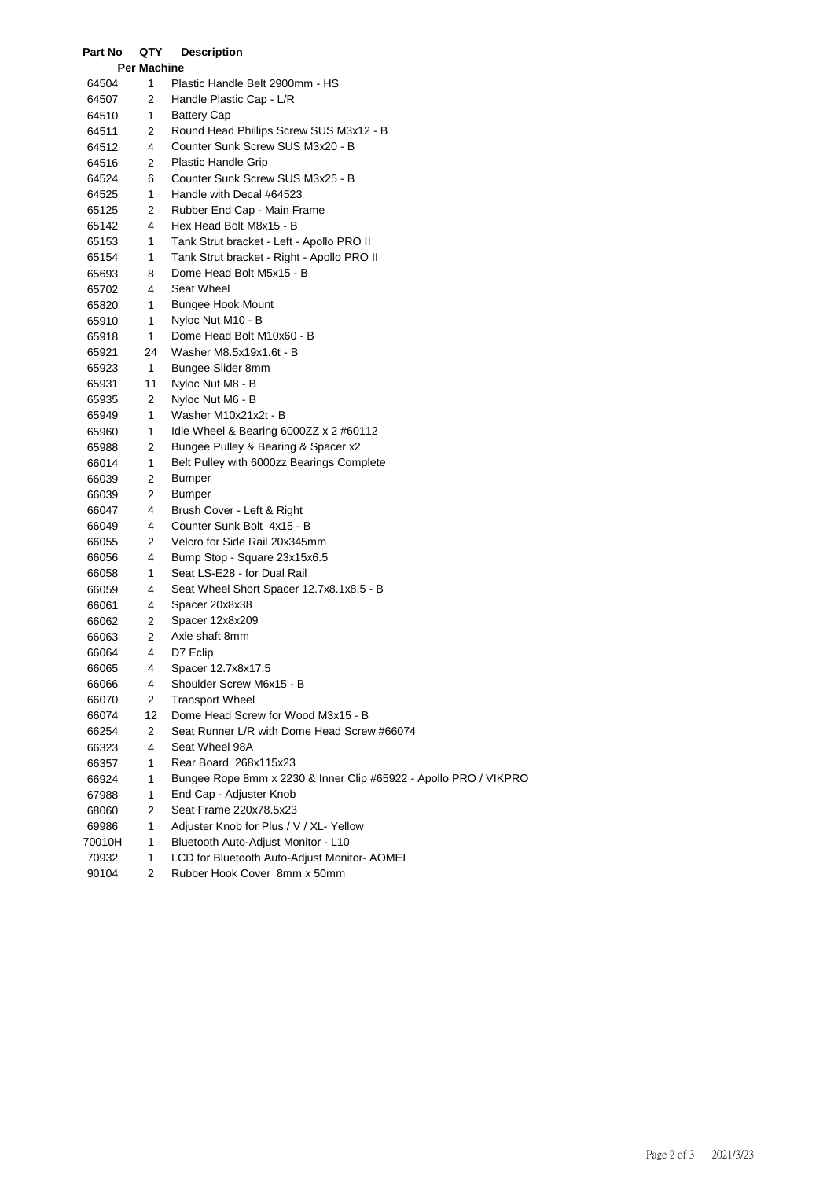| Part No | QTY Per Machine | Description |
|---|---|---|
| 64504 | 1 | Plastic Handle Belt 2900mm - HS |
| 64507 | 2 | Handle Plastic Cap - L/R |
| 64510 | 1 | Battery Cap |
| 64511 | 2 | Round Head Phillips Screw SUS M3x12 - B |
| 64512 | 4 | Counter Sunk Screw SUS M3x20 - B |
| 64516 | 2 | Plastic Handle Grip |
| 64524 | 6 | Counter Sunk Screw SUS M3x25 - B |
| 64525 | 1 | Handle with Decal #64523 |
| 65125 | 2 | Rubber End Cap - Main Frame |
| 65142 | 4 | Hex Head Bolt M8x15 - B |
| 65153 | 1 | Tank Strut bracket - Left - Apollo PRO II |
| 65154 | 1 | Tank Strut bracket - Right - Apollo PRO II |
| 65693 | 8 | Dome Head Bolt M5x15 - B |
| 65702 | 4 | Seat Wheel |
| 65820 | 1 | Bungee Hook Mount |
| 65910 | 1 | Nyloc Nut M10 - B |
| 65918 | 1 | Dome Head Bolt M10x60 - B |
| 65921 | 24 | Washer M8.5x19x1.6t - B |
| 65923 | 1 | Bungee Slider 8mm |
| 65931 | 11 | Nyloc Nut M8 - B |
| 65935 | 2 | Nyloc Nut M6 - B |
| 65949 | 1 | Washer M10x21x2t - B |
| 65960 | 1 | Idle Wheel & Bearing 6000ZZ x 2 #60112 |
| 65988 | 2 | Bungee Pulley & Bearing & Spacer x2 |
| 66014 | 1 | Belt Pulley with 6000zz Bearings Complete |
| 66039 | 2 | Bumper |
| 66039 | 2 | Bumper |
| 66047 | 4 | Brush Cover - Left & Right |
| 66049 | 4 | Counter Sunk Bolt 4x15 - B |
| 66055 | 2 | Velcro for Side Rail 20x345mm |
| 66056 | 4 | Bump Stop - Square 23x15x6.5 |
| 66058 | 1 | Seat LS-E28 - for Dual Rail |
| 66059 | 4 | Seat Wheel Short Spacer 12.7x8.1x8.5 - B |
| 66061 | 4 | Spacer 20x8x38 |
| 66062 | 2 | Spacer 12x8x209 |
| 66063 | 2 | Axle shaft 8mm |
| 66064 | 4 | D7 Eclip |
| 66065 | 4 | Spacer 12.7x8x17.5 |
| 66066 | 4 | Shoulder Screw M6x15 - B |
| 66070 | 2 | Transport Wheel |
| 66074 | 12 | Dome Head Screw for Wood M3x15 - B |
| 66254 | 2 | Seat Runner L/R with Dome Head Screw #66074 |
| 66323 | 4 | Seat Wheel 98A |
| 66357 | 1 | Rear Board 268x115x23 |
| 66924 | 1 | Bungee Rope 8mm x 2230 & Inner Clip #65922 - Apollo PRO / VIKPRO |
| 67988 | 1 | End Cap - Adjuster Knob |
| 68060 | 2 | Seat Frame 220x78.5x23 |
| 69986 | 1 | Adjuster Knob for Plus / V / XL- Yellow |
| 70010H | 1 | Bluetooth Auto-Adjust Monitor - L10 |
| 70932 | 1 | LCD for Bluetooth Auto-Adjust Monitor- AOMEI |
| 90104 | 2 | Rubber Hook Cover 8mm x 50mm |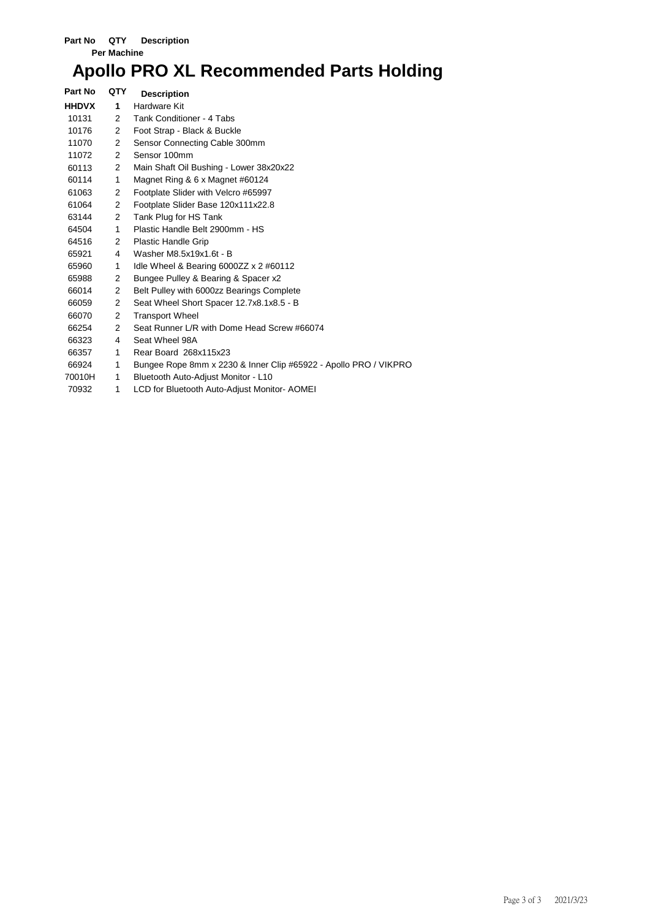**Part No QTY Description**
**Per Machine**

# Apollo PRO XL Recommended Parts Holding

| Part No | QTY | Description |
|---|---|---|
| **HHDVX** | **1** | Hardware Kit |
| 10131 | 2 | Tank Conditioner - 4 Tabs |
| 10176 | 2 | Foot Strap - Black & Buckle |
| 11070 | 2 | Sensor Connecting Cable 300mm |
| 11072 | 2 | Sensor 100mm |
| 60113 | 2 | Main Shaft Oil Bushing - Lower 38x20x22 |
| 60114 | 1 | Magnet Ring & 6 x Magnet #60124 |
| 61063 | 2 | Footplate Slider with Velcro #65997 |
| 61064 | 2 | Footplate Slider Base 120x111x22.8 |
| 63144 | 2 | Tank Plug for HS Tank |
| 64504 | 1 | Plastic Handle Belt 2900mm - HS |
| 64516 | 2 | Plastic Handle Grip |
| 65921 | 4 | Washer M8.5x19x1.6t - B |
| 65960 | 1 | Idle Wheel & Bearing 6000ZZ x 2 #60112 |
| 65988 | 2 | Bungee Pulley & Bearing & Spacer x2 |
| 66014 | 2 | Belt Pulley with 6000zz Bearings Complete |
| 66059 | 2 | Seat Wheel Short Spacer 12.7x8.1x8.5 - B |
| 66070 | 2 | Transport Wheel |
| 66254 | 2 | Seat Runner L/R with Dome Head Screw #66074 |
| 66323 | 4 | Seat Wheel 98A |
| 66357 | 1 | Rear Board 268x115x23 |
| 66924 | 1 | Bungee Rope 8mm x 2230 & Inner Clip #65922 - Apollo PRO / VIKPRO |
| 70010H | 1 | Bluetooth Auto-Adjust Monitor - L10 |
| 70932 | 1 | LCD for Bluetooth Auto-Adjust Monitor- AOMEI |